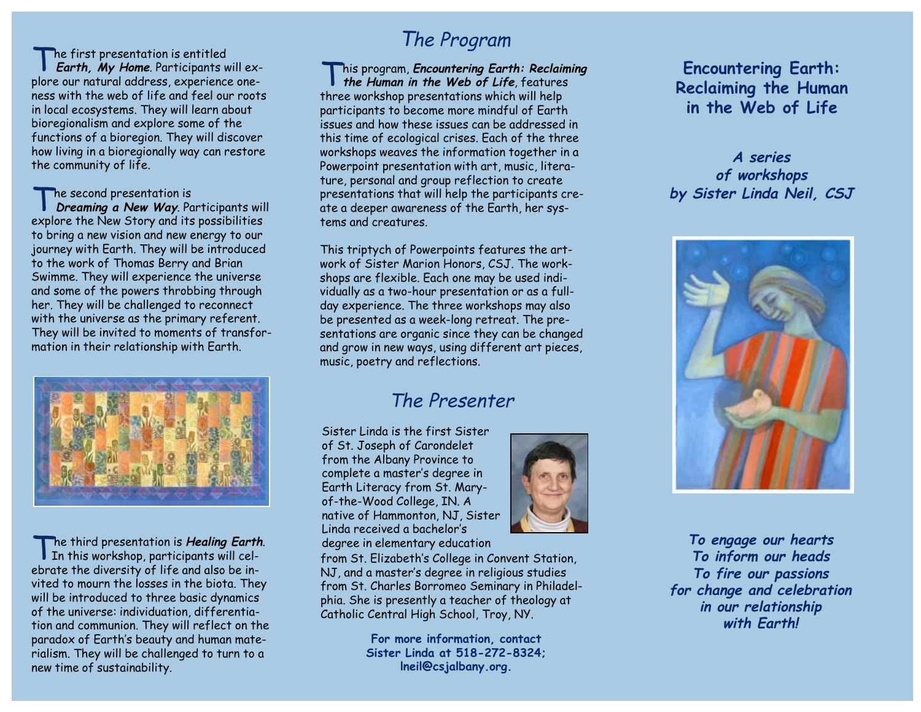The first presentation is entitled ***Earth, My Home***. Participants will explore our natural address, experience oneness with the web of life and feel our roots in local ecosystems. They will learn about bioregionalism and explore some of the functions of a bioregion. They will discover how living in a bioregionally way can restore the community of life.

The second presentation is ***Dreaming a New Way***. Participants will explore the New Story and its possibilities to bring a new vision and new energy to our journey with Earth. They will be introduced to the work of Thomas Berry and Brian Swimme. They will experience the universe and some of the powers throbbing through her. They will be challenged to reconnect with the universe as the primary referent. They will be invited to moments of transformation in their relationship with Earth.

The third presentation is ***Healing Earth***. In this workshop, participants will celebrate the diversity of life and also be invited to mourn the losses in the biota. They will be introduced to three basic dynamics of the universe: individuation, differentiation and communion. They will reflect on the paradox of Earth's beauty and human materialism. They will be challenged to turn to a new time of sustainability.

## *The Program*

This program, ***Encountering Earth: Reclaiming the Human in the Web of Life***, features three workshop presentations which will help participants to become more mindful of Earth issues and how these issues can be addressed in this time of ecological crises. Each of the three workshops weaves the information together in a Powerpoint presentation with art, music, literature, personal and group reflection to create presentations that will help the participants create a deeper awareness of the Earth, her systems and creatures.

This triptych of Powerpoints features the artwork of Sister Marion Honors, CSJ. The workshops are flexible. Each one may be used individually as a two-hour presentation or as a full-day experience. The three workshops may also be presented as a week-long retreat. The presentations are organic since they can be changed and grow in new ways, using different art pieces, music, poetry and reflections.

## *The Presenter*

Sister Linda is the first Sister of St. Joseph of Carondelet from the Albany Province to complete a master's degree in Earth Literacy from St. Mary-of-the-Wood College, IN. A native of Hammonton, NJ, Sister Linda received a bachelor's degree in elementary education from St. Elizabeth's College in Convent Station, NJ, and a master's degree in religious studies from St. Charles Borromeo Seminary in Philadelphia. She is presently a teacher of theology at Catholic Central High School, Troy, NY.

**For more information, contact Sister Linda at 518-272-8324; lneil@csjalbany.org.**

# Encountering Earth: Reclaiming the Human in the Web of Life

***A series of workshops by Sister Linda Neil, CSJ***

***To engage our hearts***
***To inform our heads***
***To fire our passions***
***for change and celebration***
***in our relationship***
***with Earth!***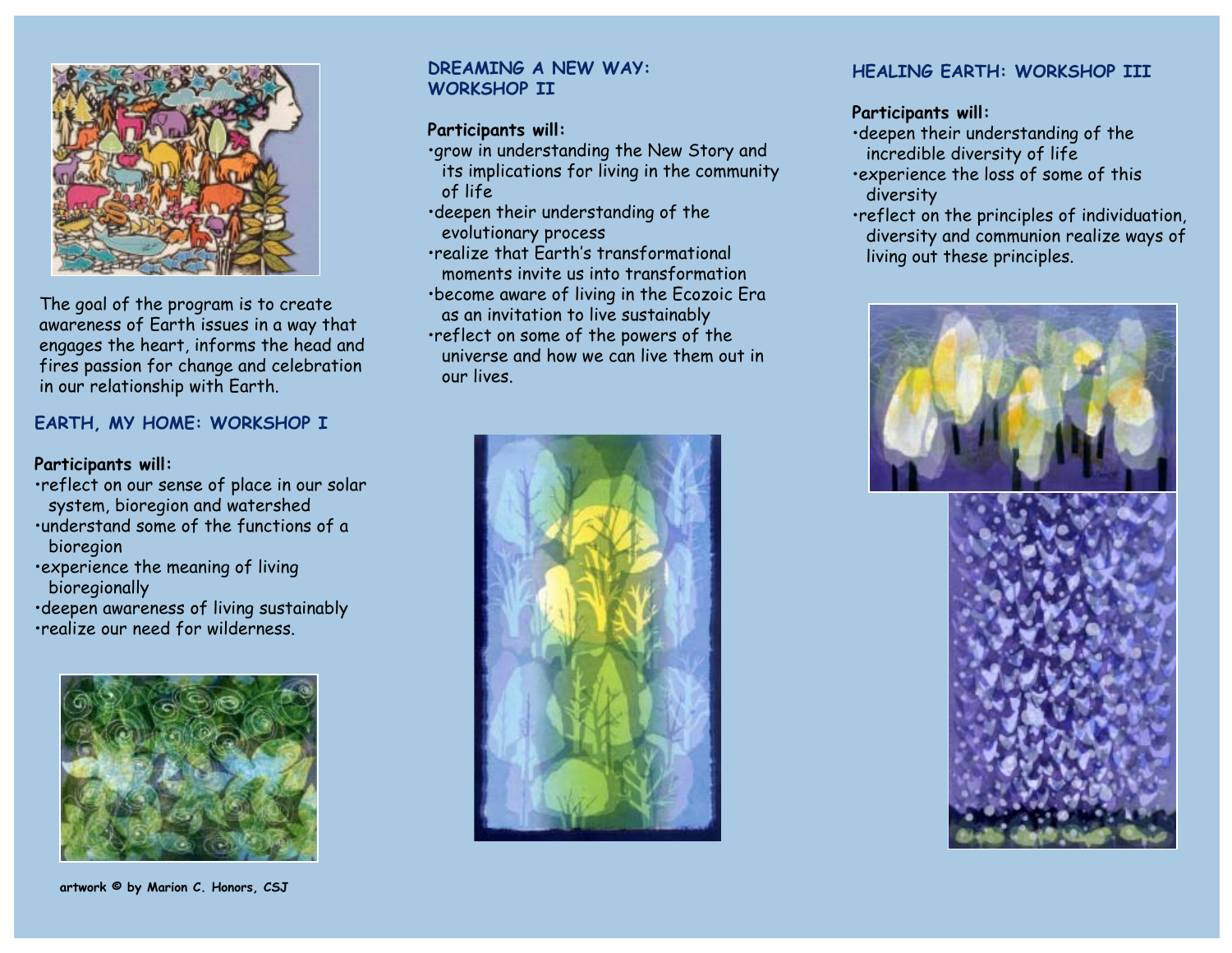The goal of the program is to create awareness of Earth issues in a way that engages the heart, informs the head and fires passion for change and celebration in our relationship with Earth.

## EARTH, MY HOME: WORKSHOP I

**Participants will:**

- reflect on our sense of place in our solar system, bioregion and watershed
- understand some of the functions of a bioregion
- experience the meaning of living bioregionally
- deepen awareness of living sustainably
- realize our need for wilderness.

**artwork © by Marion C. Honors, CSJ**

## DREAMING A NEW WAY: WORKSHOP II

**Participants will:**

- grow in understanding the New Story and its implications for living in the community of life
- deepen their understanding of the evolutionary process
- realize that Earth's transformational moments invite us into transformation
- become aware of living in the Ecozoic Era as an invitation to live sustainably
- reflect on some of the powers of the universe and how we can live them out in our lives.

## HEALING EARTH: WORKSHOP III

**Participants will:**

- deepen their understanding of the incredible diversity of life
- experience the loss of some of this diversity
- reflect on the principles of individuation, diversity and communion realize ways of living out these principles.